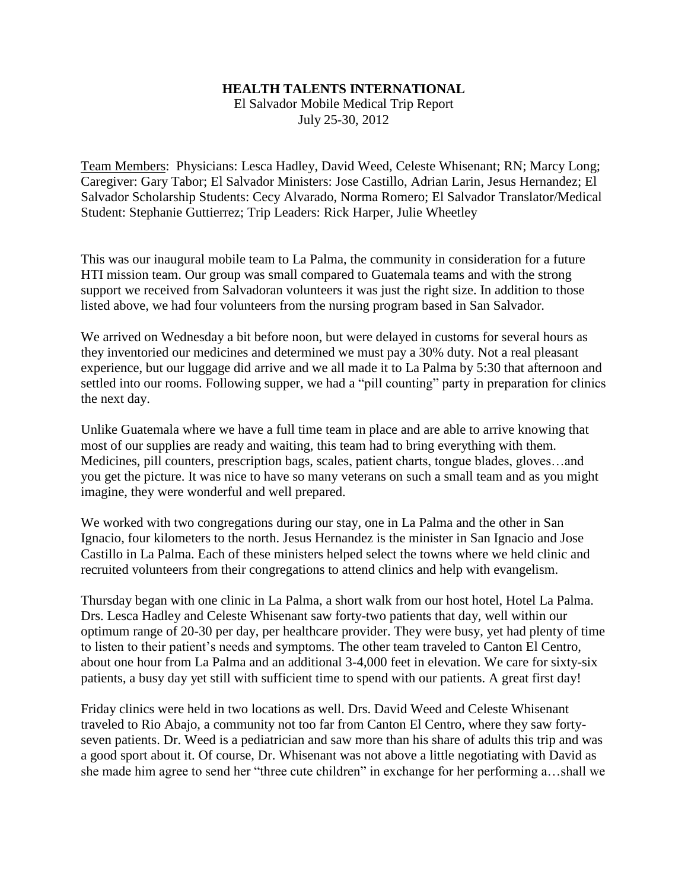**HEALTH TALENTS INTERNATIONAL**

El Salvador Mobile Medical Trip Report

July 25-30, 2012

Team Members: Physicians: Lesca Hadley, David Weed, Celeste Whisenant; RN; Marcy Long; Caregiver: Gary Tabor; El Salvador Ministers: Jose Castillo, Adrian Larin, Jesus Hernandez; El Salvador Scholarship Students: Cecy Alvarado, Norma Romero; El Salvador Translator/Medical Student: Stephanie Guttierrez; Trip Leaders: Rick Harper, Julie Wheetley

This was our inaugural mobile team to La Palma, the community in consideration for a future HTI mission team. Our group was small compared to Guatemala teams and with the strong support we received from Salvadoran volunteers it was just the right size. In addition to those listed above, we had four volunteers from the nursing program based in San Salvador.

We arrived on Wednesday a bit before noon, but were delayed in customs for several hours as they inventoried our medicines and determined we must pay a 30% duty. Not a real pleasant experience, but our luggage did arrive and we all made it to La Palma by 5:30 that afternoon and settled into our rooms. Following supper, we had a "pill counting" party in preparation for clinics the next day.

Unlike Guatemala where we have a full time team in place and are able to arrive knowing that most of our supplies are ready and waiting, this team had to bring everything with them. Medicines, pill counters, prescription bags, scales, patient charts, tongue blades, gloves…and you get the picture. It was nice to have so many veterans on such a small team and as you might imagine, they were wonderful and well prepared.

We worked with two congregations during our stay, one in La Palma and the other in San Ignacio, four kilometers to the north. Jesus Hernandez is the minister in San Ignacio and Jose Castillo in La Palma. Each of these ministers helped select the towns where we held clinic and recruited volunteers from their congregations to attend clinics and help with evangelism.

Thursday began with one clinic in La Palma, a short walk from our host hotel, Hotel La Palma. Drs. Lesca Hadley and Celeste Whisenant saw forty-two patients that day, well within our optimum range of 20-30 per day, per healthcare provider. They were busy, yet had plenty of time to listen to their patient's needs and symptoms. The other team traveled to Canton El Centro, about one hour from La Palma and an additional 3-4,000 feet in elevation. We care for sixty-six patients, a busy day yet still with sufficient time to spend with our patients. A great first day!

Friday clinics were held in two locations as well. Drs. David Weed and Celeste Whisenant traveled to Rio Abajo, a community not too far from Canton El Centro, where they saw forty-seven patients. Dr. Weed is a pediatrician and saw more than his share of adults this trip and was a good sport about it. Of course, Dr. Whisenant was not above a little negotiating with David as she made him agree to send her "three cute children" in exchange for her performing a…shall we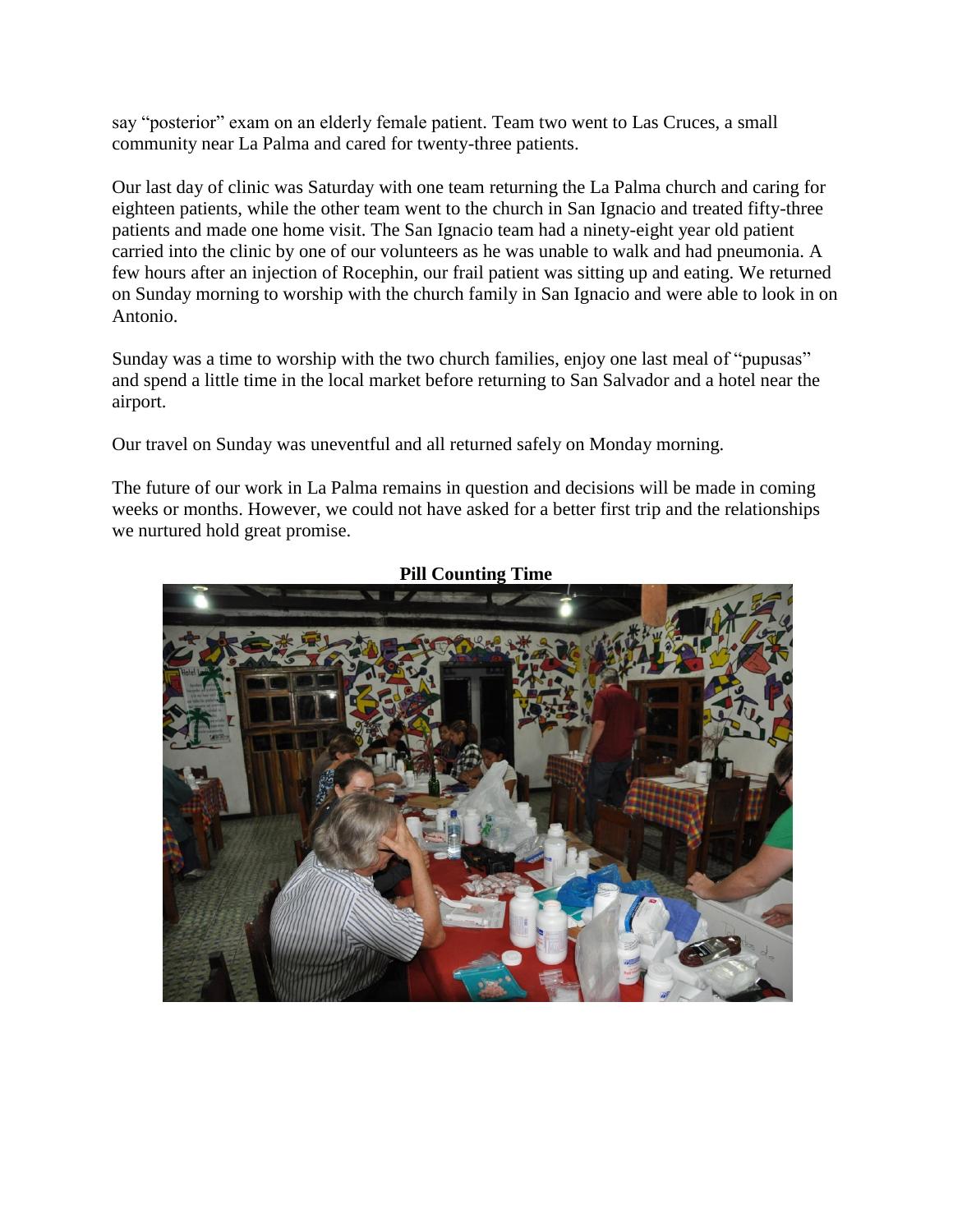say "posterior" exam on an elderly female patient. Team two went to Las Cruces, a small community near La Palma and cared for twenty-three patients.

Our last day of clinic was Saturday with one team returning the La Palma church and caring for eighteen patients, while the other team went to the church in San Ignacio and treated fifty-three patients and made one home visit. The San Ignacio team had a ninety-eight year old patient carried into the clinic by one of our volunteers as he was unable to walk and had pneumonia. A few hours after an injection of Rocephin, our frail patient was sitting up and eating. We returned on Sunday morning to worship with the church family in San Ignacio and were able to look in on Antonio.

Sunday was a time to worship with the two church families, enjoy one last meal of "pupusas" and spend a little time in the local market before returning to San Salvador and a hotel near the airport.

Our travel on Sunday was uneventful and all returned safely on Monday morning.

The future of our work in La Palma remains in question and decisions will be made in coming weeks or months. However, we could not have asked for a better first trip and the relationships we nurtured hold great promise.

**Pill Counting Time**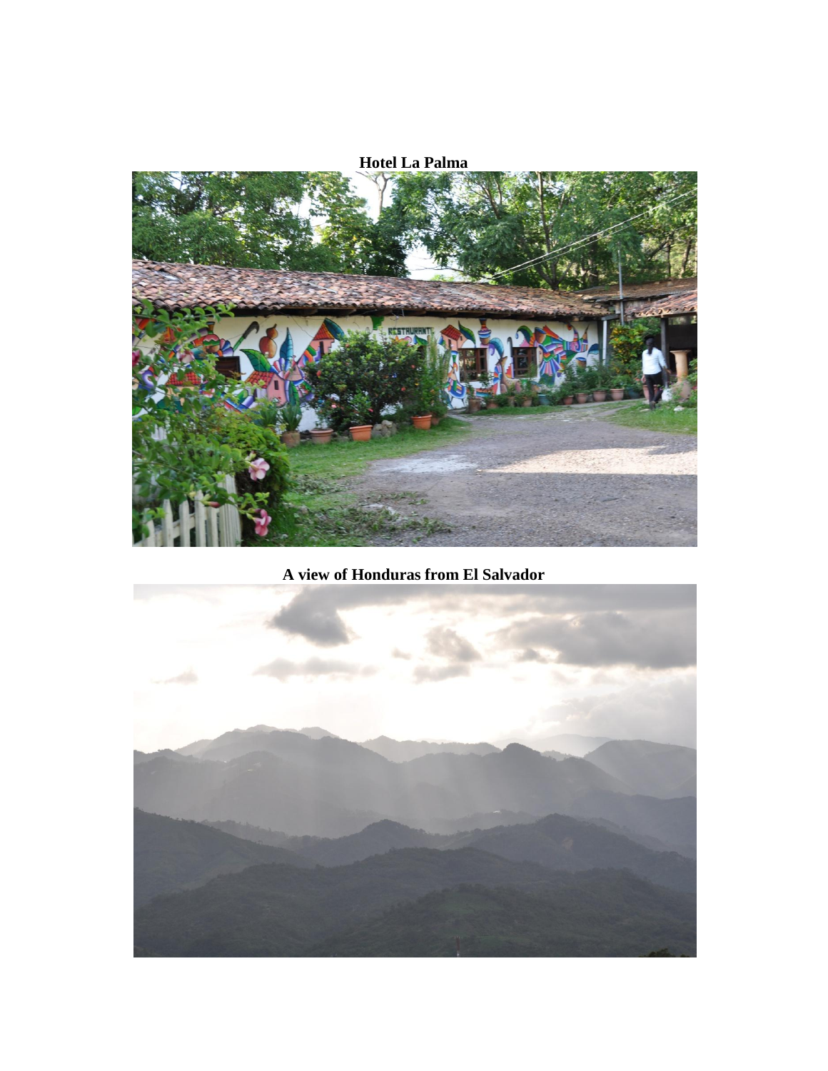**Hotel La Palma**

**A view of Honduras from El Salvador**